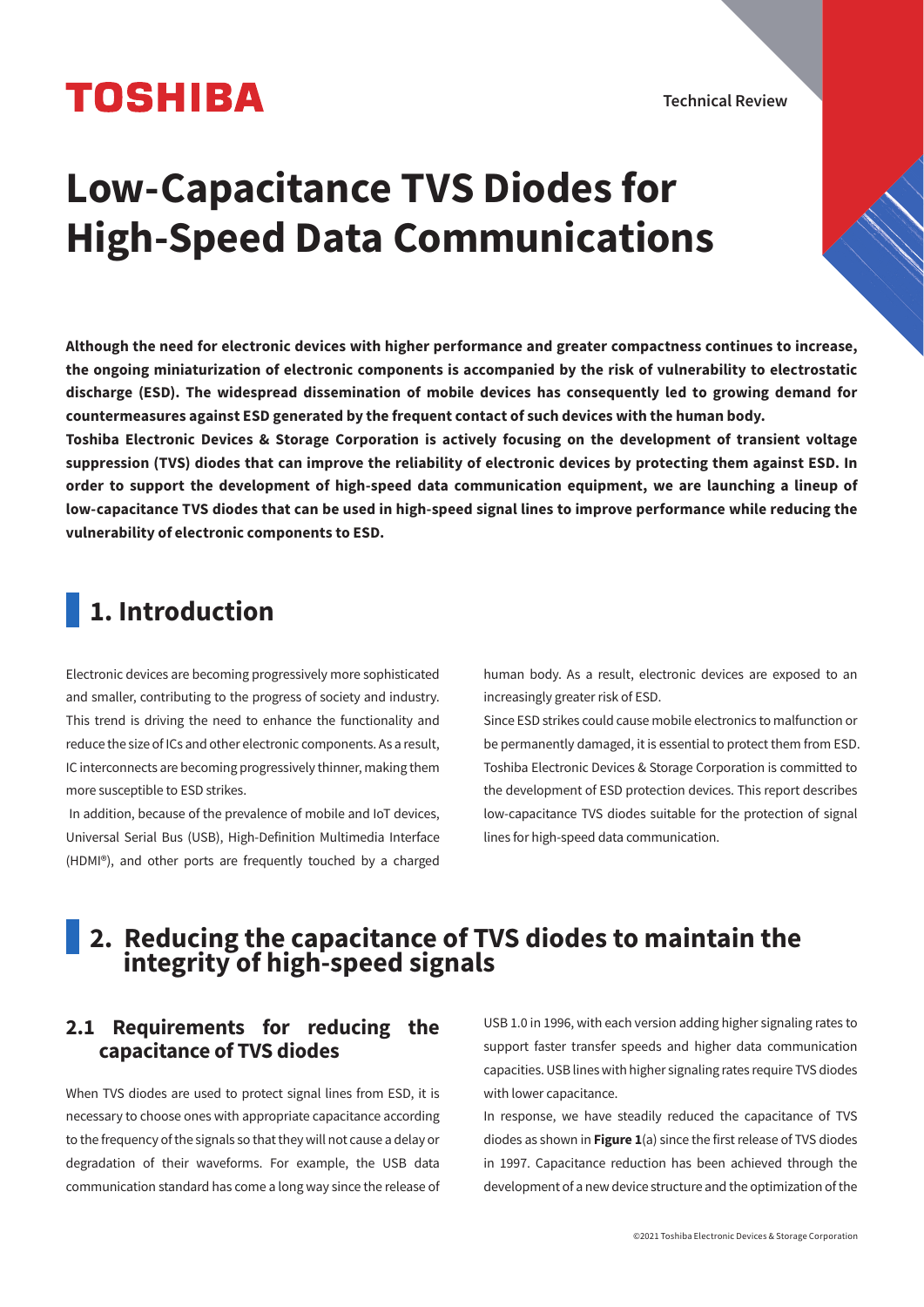# Low-Capacitance TVS Diodes for High-Speed Data Communications

**Although the need for electronic devices with higher performance and greater compactness continues to increase, the ongoing miniaturization of electronic components is accompanied by the risk of vulnerability to electrostatic discharge (ESD). The widespread dissemination of mobile devices has consequently led to growing demand for countermeasures against ESD generated by the frequent contact of such devices with the human body.**

**Toshiba Electronic Devices & Storage Corporation is actively focusing on the development of transient voltage suppression (TVS) diodes that can improve the reliability of electronic devices by protecting them against ESD. In order to support the development of high-speed data communication equipment, we are launching a lineup of low-capacitance TVS diodes that can be used in high-speed signal lines to improve performance while reducing the vulnerability of electronic components to ESD.**

## 1. Introduction

Electronic devices are becoming progressively more sophisticated and smaller, contributing to the progress of society and industry. This trend is driving the need to enhance the functionality and reduce the size of ICs and other electronic components. As a result, IC interconnects are becoming progressively thinner, making them more susceptible to ESD strikes.

In addition, because of the prevalence of mobile and IoT devices, Universal Serial Bus (USB), High-Definition Multimedia Interface (HDMI®), and other ports are frequently touched by a charged human body. As a result, electronic devices are exposed to an increasingly greater risk of ESD.

Since ESD strikes could cause mobile electronics to malfunction or be permanently damaged, it is essential to protect them from ESD. Toshiba Electronic Devices & Storage Corporation is committed to the development of ESD protection devices. This report describes low-capacitance TVS diodes suitable for the protection of signal lines for high-speed data communication.

## 2. Reducing the capacitance of TVS diodes to maintain the integrity of high-speed signals

### 2.1 Requirements for reducing the capacitance of TVS diodes

When TVS diodes are used to protect signal lines from ESD, it is necessary to choose ones with appropriate capacitance according to the frequency of the signals so that they will not cause a delay or degradation of their waveforms. For example, the USB data communication standard has come a long way since the release of USB 1.0 in 1996, with each version adding higher signaling rates to support faster transfer speeds and higher data communication capacities. USB lines with higher signaling rates require TVS diodes with lower capacitance.

In response, we have steadily reduced the capacitance of TVS diodes as shown in **Figure 1**(a) since the first release of TVS diodes in 1997. Capacitance reduction has been achieved through the development of a new device structure and the optimization of the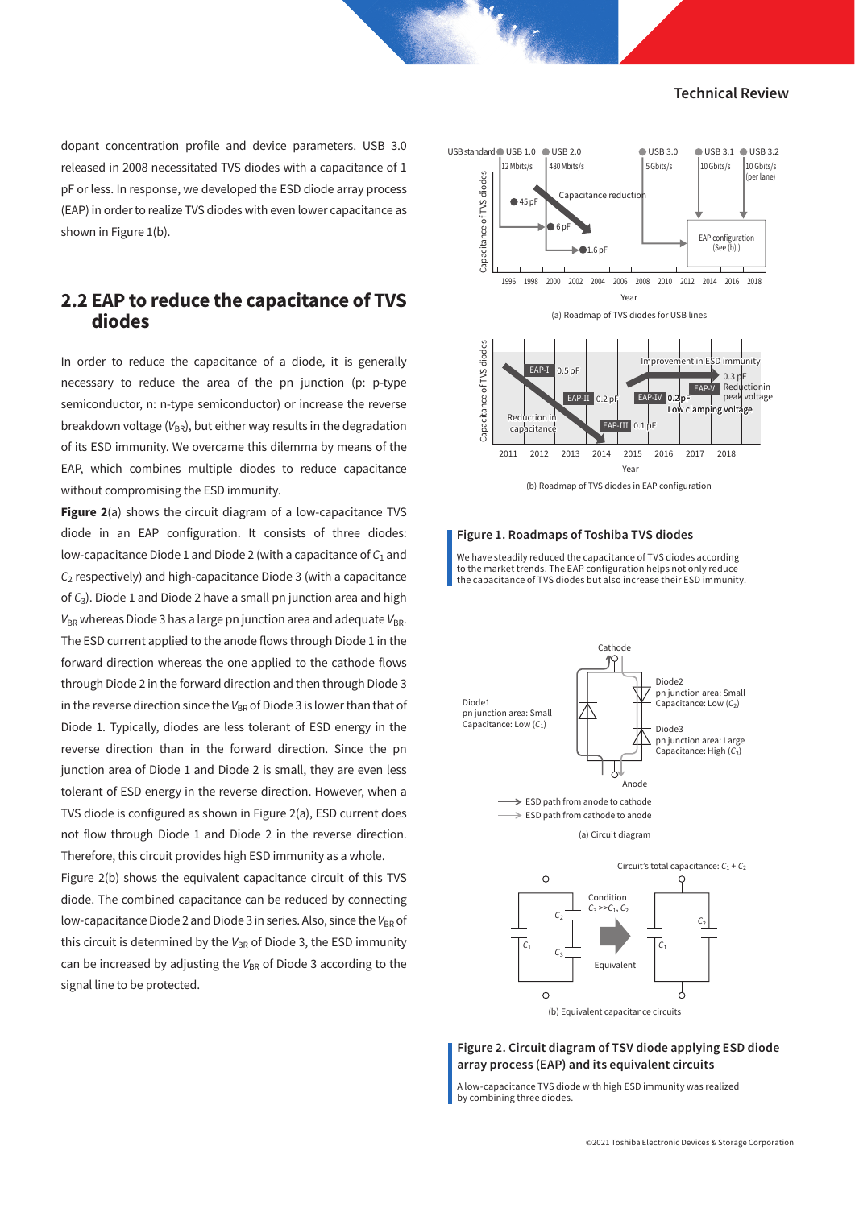dopant concentration profile and device parameters. USB 3.0 released in 2008 necessitated TVS diodes with a capacitance of 1 pF or less. In response, we developed the ESD diode array process (EAP) in order to realize TVS diodes with even lower capacitance as shown in Figure 1(b).

## 2.2 EAP to reduce the capacitance of TVS diodes

In order to reduce the capacitance of a diode, it is generally necessary to reduce the area of the pn junction (p: p-type semiconductor, n: n-type semiconductor) or increase the reverse breakdown voltage ($V_{BR}$), but either way results in the degradation of its ESD immunity. We overcame this dilemma by means of the EAP, which combines multiple diodes to reduce capacitance without compromising the ESD immunity.

**Figure 2**(a) shows the circuit diagram of a low-capacitance TVS diode in an EAP configuration. It consists of three diodes: low-capacitance Diode 1 and Diode 2 (with a capacitance of $C_1$ and $C_2$ respectively) and high-capacitance Diode 3 (with a capacitance of $C_3$). Diode 1 and Diode 2 have a small pn junction area and high $V_{BR}$ whereas Diode 3 has a large pn junction area and adequate $V_{BR}$. The ESD current applied to the anode flows through Diode 1 in the forward direction whereas the one applied to the cathode flows through Diode 2 in the forward direction and then through Diode 3 in the reverse direction since the $V_{BR}$ of Diode 3 is lower than that of Diode 1. Typically, diodes are less tolerant of ESD energy in the reverse direction than in the forward direction. Since the pn junction area of Diode 1 and Diode 2 is small, they are even less tolerant of ESD energy in the reverse direction. However, when a TVS diode is configured as shown in Figure 2(a), ESD current does not flow through Diode 1 and Diode 2 in the reverse direction. Therefore, this circuit provides high ESD immunity as a whole.

Figure 2(b) shows the equivalent capacitance circuit of this TVS diode. The combined capacitance can be reduced by connecting low-capacitance Diode 2 and Diode 3 in series. Also, since the $V_{BR}$ of this circuit is determined by the $V_{BR}$ of Diode 3, the ESD immunity can be increased by adjusting the $V_{BR}$ of Diode 3 according to the signal line to be protected.

(a) Roadmap of TVS diodes for USB lines

(b) Roadmap of TVS diodes in EAP configuration

**Figure 1. Roadmaps of Toshiba TVS diodes**

We have steadily reduced the capacitance of TVS diodes according to the market trends. The EAP configuration helps not only reduce the capacitance of TVS diodes but also increase their ESD immunity.

(a) Circuit diagram

(b) Equivalent capacitance circuits

**Figure 2. Circuit diagram of TSV diode applying ESD diode array process (EAP) and its equivalent circuits**

A low-capacitance TVS diode with high ESD immunity was realized by combining three diodes.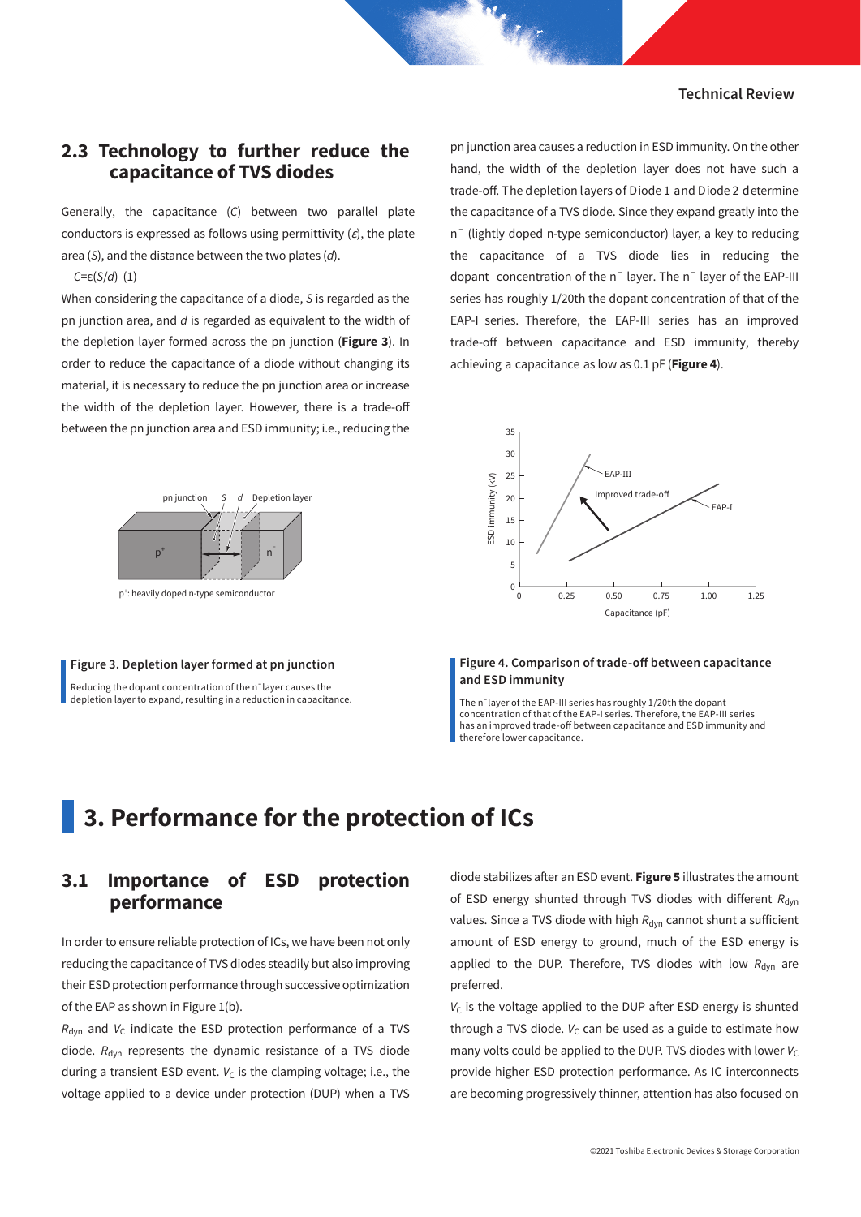## 2.3 Technology to further reduce the capacitance of TVS diodes

Generally, the capacitance ($C$) between two parallel plate conductors is expressed as follows using permittivity ($\varepsilon$), the plate area ($S$), and the distance between the two plates ($d$).

$C = \varepsilon(S/d)$ (1)

When considering the capacitance of a diode, $S$ is regarded as the pn junction area, and $d$ is regarded as equivalent to the width of the depletion layer formed across the pn junction (**Figure 3**). In order to reduce the capacitance of a diode without changing its material, it is necessary to reduce the pn junction area or increase the width of the depletion layer. However, there is a trade-off between the pn junction area and ESD immunity; i.e., reducing the pn junction area causes a reduction in ESD immunity. On the other hand, the width of the depletion layer does not have such a trade-off. The depletion layers of Diode 1 and Diode 2 determine the capacitance of a TVS diode. Since they expand greatly into the $n^-$ (lightly doped n-type semiconductor) layer, a key to reducing the capacitance of a TVS diode lies in reducing the dopant concentration of the $n^-$ layer. The $n^-$ layer of the EAP-III series has roughly 1/20th the dopant concentration of that of the EAP-I series. Therefore, the EAP-III series has an improved trade-off between capacitance and ESD immunity, thereby achieving a capacitance as low as 0.1 pF (**Figure 4**).

pn junction   S   d   Depletion layer

$p^+$   $n^-$

$p^+$: heavily doped n-type semiconductor

**Figure 3. Depletion layer formed at pn junction**

Reducing the dopant concentration of the $n^-$ layer causes the depletion layer to expand, resulting in a reduction in capacitance.

**Figure 4. Comparison of trade-off between capacitance and ESD immunity**

The $n^-$ layer of the EAP-III series has roughly 1/20th the dopant concentration of that of the EAP-I series. Therefore, the EAP-III series has an improved trade-off between capacitance and ESD immunity and therefore lower capacitance.

# 3. Performance for the protection of ICs

## 3.1 Importance of ESD protection performance

In order to ensure reliable protection of ICs, we have been not only reducing the capacitance of TVS diodes steadily but also improving their ESD protection performance through successive optimization of the EAP as shown in Figure 1(b).

$R_{dyn}$ and $V_C$ indicate the ESD protection performance of a TVS diode. $R_{dyn}$ represents the dynamic resistance of a TVS diode during a transient ESD event. $V_C$ is the clamping voltage; i.e., the voltage applied to a device under protection (DUP) when a TVS diode stabilizes after an ESD event. **Figure 5** illustrates the amount of ESD energy shunted through TVS diodes with different $R_{dyn}$ values. Since a TVS diode with high $R_{dyn}$ cannot shunt a sufficient amount of ESD energy to ground, much of the ESD energy is applied to the DUP. Therefore, TVS diodes with low $R_{dyn}$ are preferred.

$V_C$ is the voltage applied to the DUP after ESD energy is shunted through a TVS diode. $V_C$ can be used as a guide to estimate how many volts could be applied to the DUP. TVS diodes with lower $V_C$ provide higher ESD protection performance. As IC interconnects are becoming progressively thinner, attention has also focused on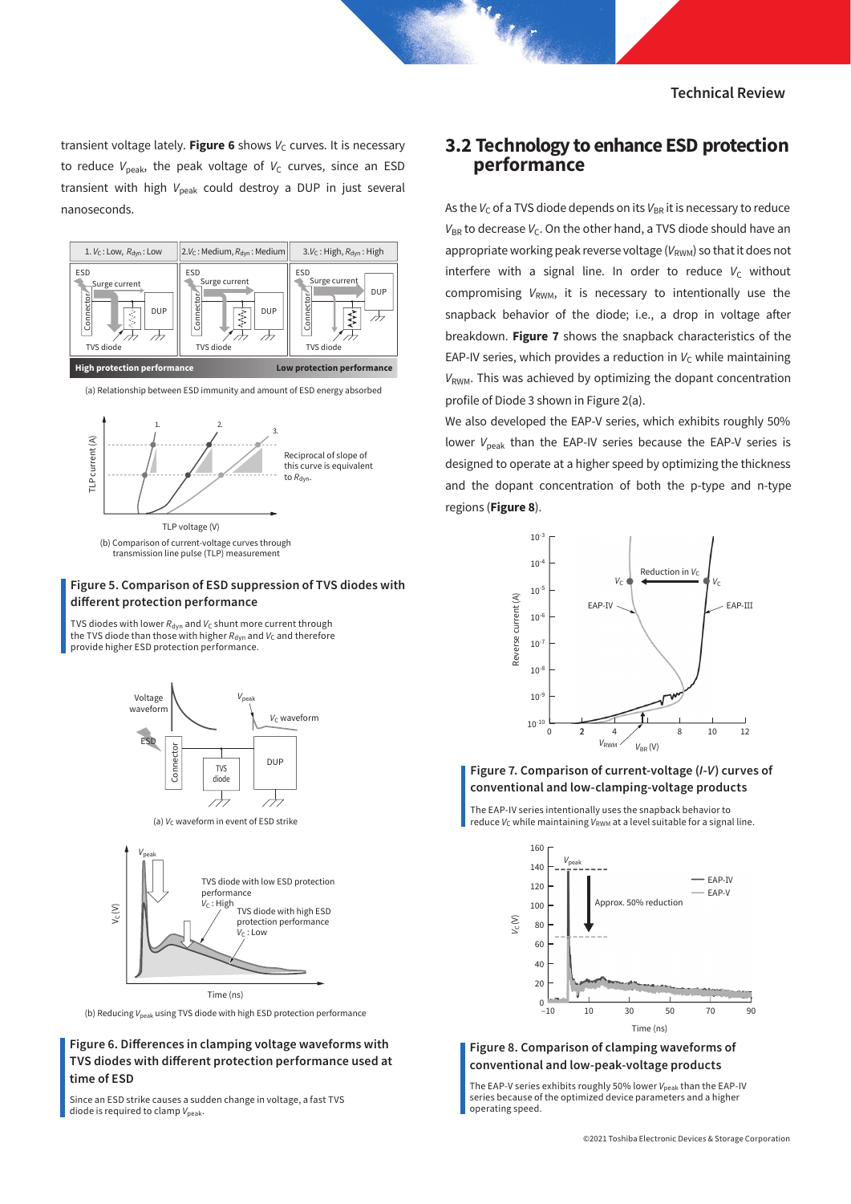transient voltage lately. **Figure 6** shows $V_C$ curves. It is necessary to reduce $V_{peak}$, the peak voltage of $V_C$ curves, since an ESD transient with high $V_{peak}$ could destroy a DUP in just several nanoseconds.

(a) Relationship between ESD immunity and amount of ESD energy absorbed

(b) Comparison of current-voltage curves through transmission line pulse (TLP) measurement

**Figure 5. Comparison of ESD suppression of TVS diodes with different protection performance**

TVS diodes with lower $R_{dyn}$ and $V_C$ shunt more current through the TVS diode than those with higher $R_{dyn}$ and $V_C$ and therefore provide higher ESD protection performance.

(a) $V_C$ waveform in event of ESD strike

(b) Reducing $V_{peak}$ using TVS diode with high ESD protection performance

**Figure 6. Differences in clamping voltage waveforms with TVS diodes with different protection performance used at time of ESD**

Since an ESD strike causes a sudden change in voltage, a fast TVS diode is required to clamp $V_{peak}$.

## 3.2 Technology to enhance ESD protection performance

As the $V_C$ of a TVS diode depends on its $V_{BR}$ it is necessary to reduce $V_{BR}$ to decrease $V_C$. On the other hand, a TVS diode should have an appropriate working peak reverse voltage ($V_{RWM}$) so that it does not interfere with a signal line. In order to reduce $V_C$ without compromising $V_{RWM}$, it is necessary to intentionally use the snapback behavior of the diode; i.e., a drop in voltage after breakdown. **Figure 7** shows the snapback characteristics of the EAP-IV series, which provides a reduction in $V_C$ while maintaining $V_{RWM}$. This was achieved by optimizing the dopant concentration profile of Diode 3 shown in Figure 2(a).

We also developed the EAP-V series, which exhibits roughly 50% lower $V_{peak}$ than the EAP-IV series because the EAP-V series is designed to operate at a higher speed by optimizing the thickness and the dopant concentration of both the p-type and n-type regions (**Figure 8**).

**Figure 7. Comparison of current-voltage (*I*-*V*) curves of conventional and low-clamping-voltage products**

The EAP-IV series intentionally uses the snapback behavior to reduce $V_C$ while maintaining $V_{RWM}$ at a level suitable for a signal line.

**Figure 8. Comparison of clamping waveforms of conventional and low-peak-voltage products**

The EAP-V series exhibits roughly 50% lower $V_{peak}$ than the EAP-IV series because of the optimized device parameters and a higher operating speed.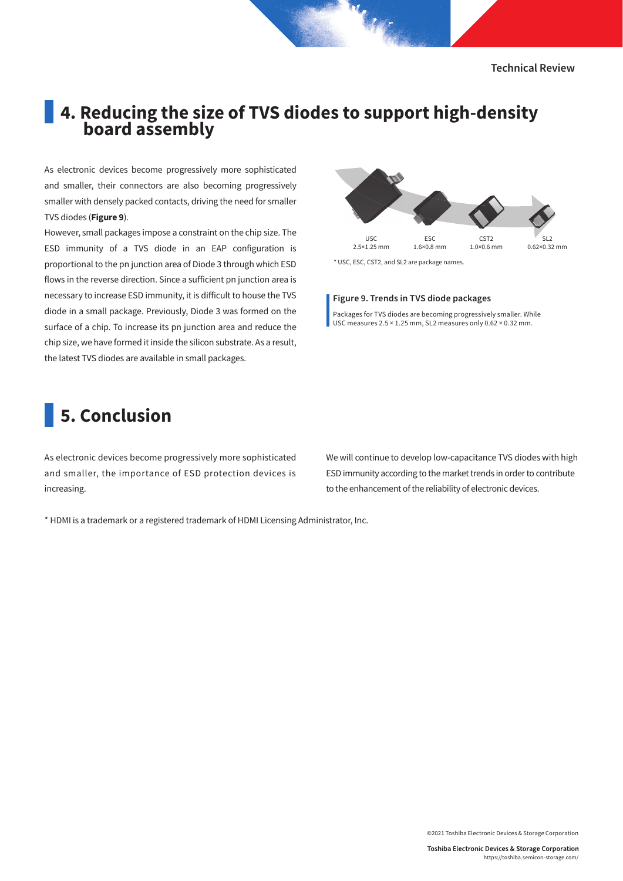## 4. Reducing the size of TVS diodes to support high-density board assembly

As electronic devices become progressively more sophisticated and smaller, their connectors are also becoming progressively smaller with densely packed contacts, driving the need for smaller TVS diodes (**Figure 9**).

However, small packages impose a constraint on the chip size. The ESD immunity of a TVS diode in an EAP configuration is proportional to the pn junction area of Diode 3 through which ESD flows in the reverse direction. Since a sufficient pn junction area is necessary to increase ESD immunity, it is difficult to house the TVS diode in a small package. Previously, Diode 3 was formed on the surface of a chip. To increase its pn junction area and reduce the chip size, we have formed it inside the silicon substrate. As a result, the latest TVS diodes are available in small packages.

USC
2.5×1.25 mm

ESC
1.6×0.8 mm

CST2
1.0×0.6 mm

SL2
0.62×0.32 mm

* USC, ESC, CST2, and SL2 are package names.

**Figure 9. Trends in TVS diode packages**

Packages for TVS diodes are becoming progressively smaller. While USC measures 2.5 × 1.25 mm, SL2 measures only 0.62 × 0.32 mm.

## 5. Conclusion

As electronic devices become progressively more sophisticated and smaller, the importance of ESD protection devices is increasing.

We will continue to develop low-capacitance TVS diodes with high ESD immunity according to the market trends in order to contribute to the enhancement of the reliability of electronic devices.

* HDMI is a trademark or a registered trademark of HDMI Licensing Administrator, Inc.